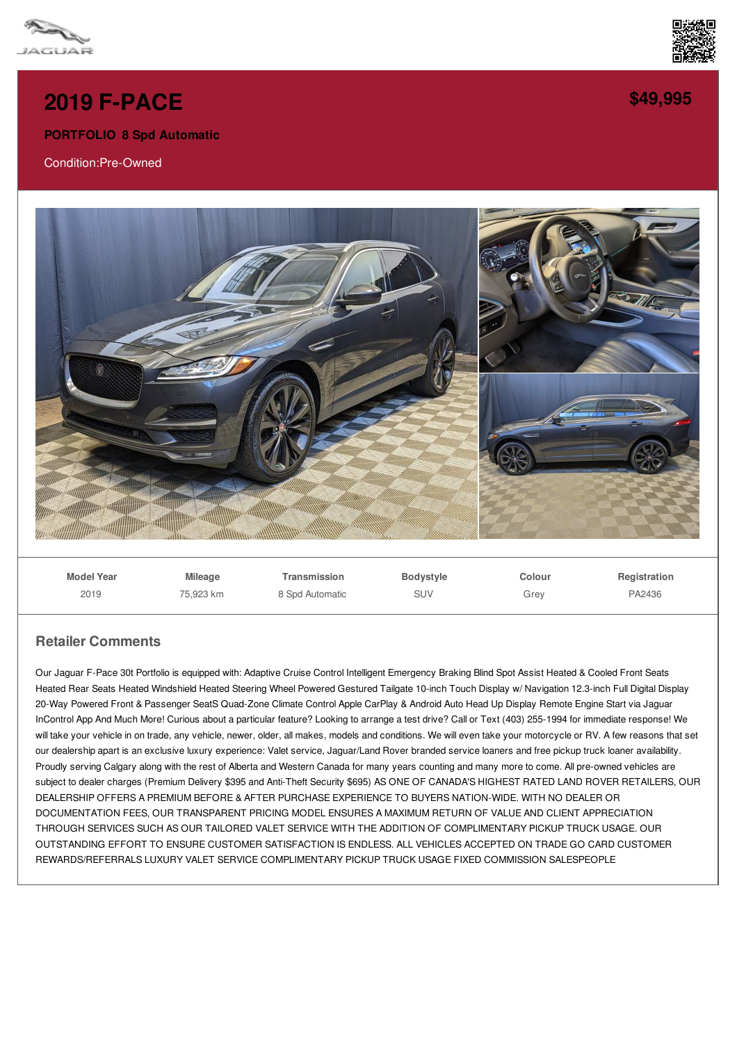# 2019 F-PACE

**$49,995**

**PORTFOLIO 8 Spd Automatic**

Condition:Pre-Owned

| Model Year | Mileage | Transmission | Bodystyle | Colour | Registration |
|---|---|---|---|---|---|
| 2019 | 75,923 km | 8 Spd Automatic | SUV | Grey | PA2436 |

## Retailer Comments

Our Jaguar F-Pace 30t Portfolio is equipped with: Adaptive Cruise Control Intelligent Emergency Braking Blind Spot Assist Heated & Cooled Front Seats Heated Rear Seats Heated Windshield Heated Steering Wheel Powered Gestured Tailgate 10-inch Touch Display w/ Navigation 12.3-inch Full Digital Display 20-Way Powered Front & Passenger SeatS Quad-Zone Climate Control Apple CarPlay & Android Auto Head Up Display Remote Engine Start via Jaguar InControl App And Much More! Curious about a particular feature? Looking to arrange a test drive? Call or Text (403) 255-1994 for immediate response! We will take your vehicle in on trade, any vehicle, newer, older, all makes, models and conditions. We will even take your motorcycle or RV. A few reasons that set our dealership apart is an exclusive luxury experience: Valet service, Jaguar/Land Rover branded service loaners and free pickup truck loaner availability. Proudly serving Calgary along with the rest of Alberta and Western Canada for many years counting and many more to come. All pre-owned vehicles are subject to dealer charges (Premium Delivery $395 and Anti-Theft Security $695) AS ONE OF CANADA'S HIGHEST RATED LAND ROVER RETAILERS, OUR DEALERSHIP OFFERS A PREMIUM BEFORE & AFTER PURCHASE EXPERIENCE TO BUYERS NATION-WIDE. WITH NO DEALER OR DOCUMENTATION FEES, OUR TRANSPARENT PRICING MODEL ENSURES A MAXIMUM RETURN OF VALUE AND CLIENT APPRECIATION THROUGH SERVICES SUCH AS OUR TAILORED VALET SERVICE WITH THE ADDITION OF COMPLIMENTARY PICKUP TRUCK USAGE. OUR OUTSTANDING EFFORT TO ENSURE CUSTOMER SATISFACTION IS ENDLESS. ALL VEHICLES ACCEPTED ON TRADE GO CARD CUSTOMER REWARDS/REFERRALS LUXURY VALET SERVICE COMPLIMENTARY PICKUP TRUCK USAGE FIXED COMMISSION SALESPEOPLE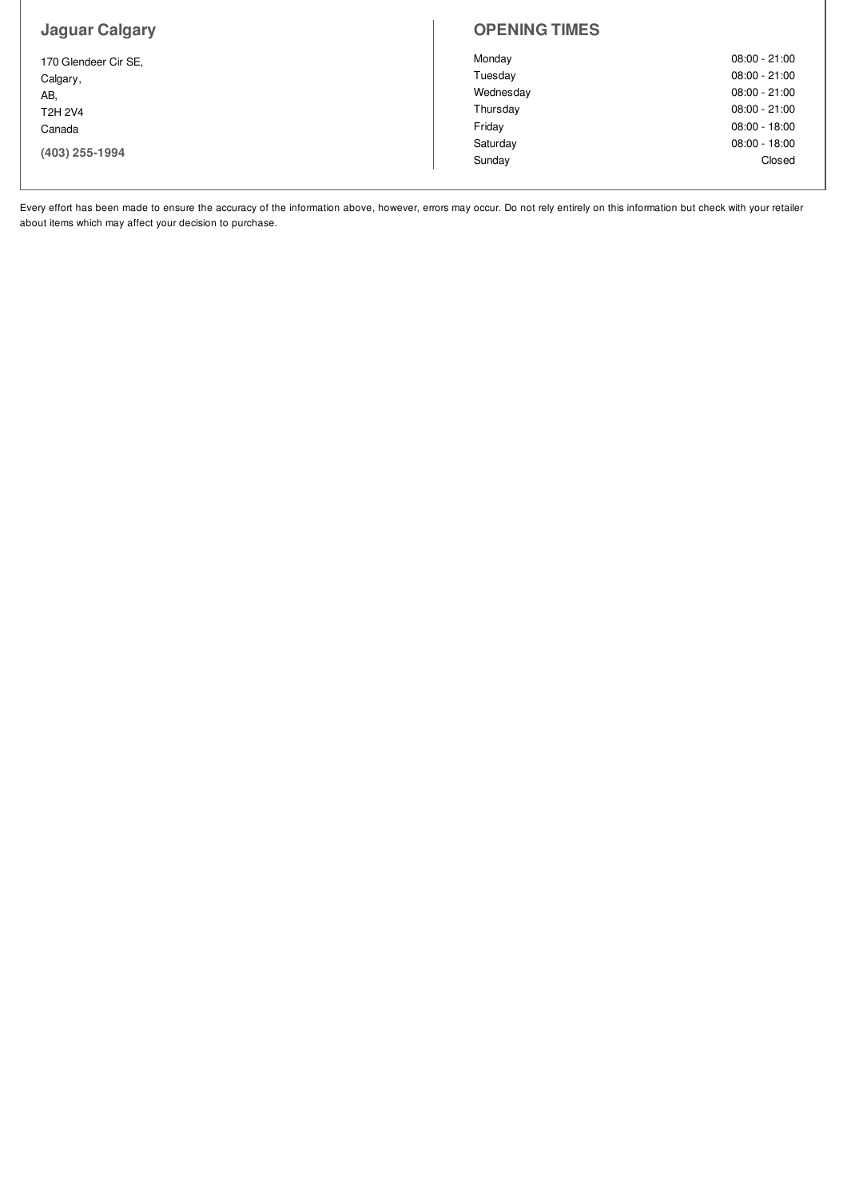## Jaguar Calgary

170 Glendeer Cir SE,
Calgary,
AB,
T2H 2V4
Canada

**(403) 255-1994**

## OPENING TIMES

| | |
|---|---|
| Monday | 08:00 - 21:00 |
| Tuesday | 08:00 - 21:00 |
| Wednesday | 08:00 - 21:00 |
| Thursday | 08:00 - 21:00 |
| Friday | 08:00 - 18:00 |
| Saturday | 08:00 - 18:00 |
| Sunday | Closed |

Every effort has been made to ensure the accuracy of the information above, however, errors may occur. Do not rely entirely on this information but check with your retailer about items which may affect your decision to purchase.